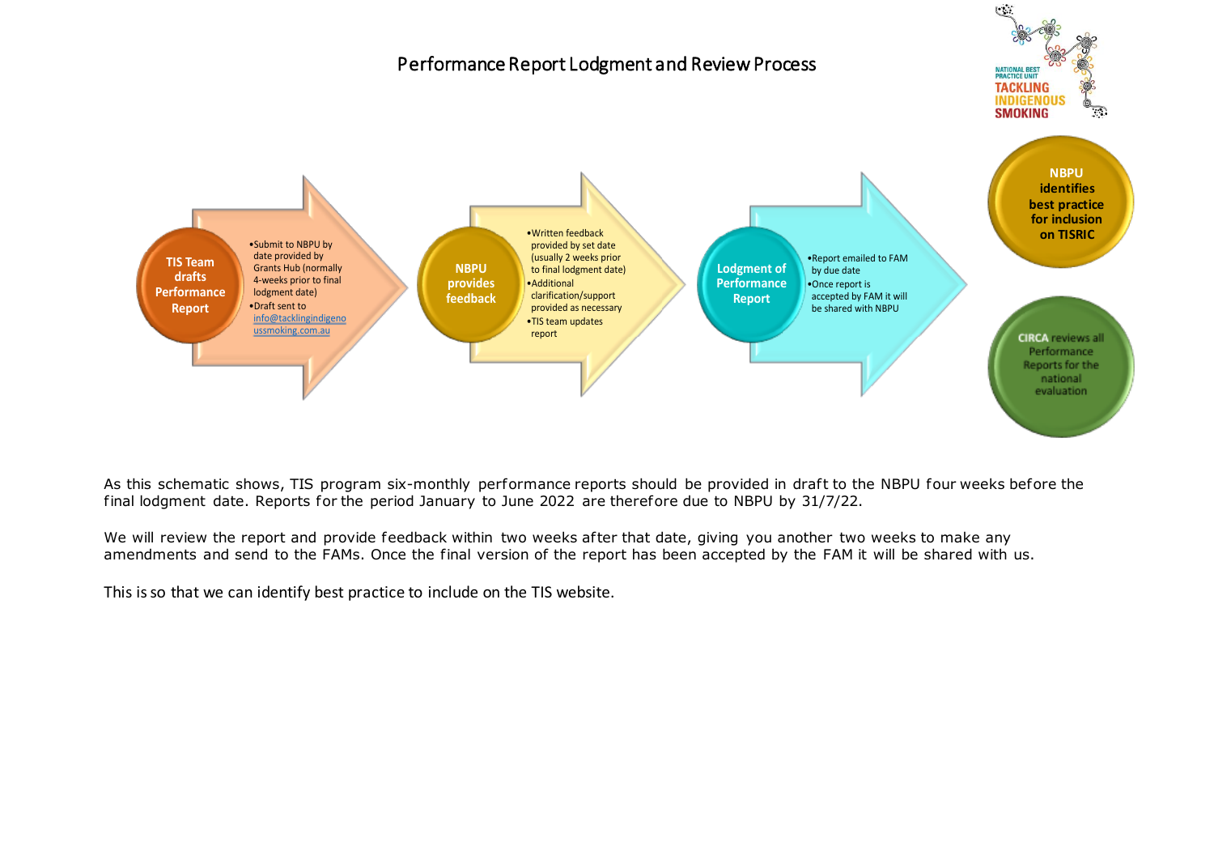# Performance Report Lodgment and Review Process

NATIONAL BEST PRACTICE UNIT
TACKLING INDIGENOUS SMOKING

**TIS Team drafts Performance Report**

- Submit to NBPU by date provided by Grants Hub (normally 4-weeks prior to final lodgment date)
- Draft sent to [info@tacklingindigenoussmoking.com.au](mailto:info@tacklingindigenoussmoking.com.au)

**NBPU provides feedback**

- Written feedback provided by set date (usually 2 weeks prior to final lodgment date)
- Additional clarification/support provided as necessary
- TIS team updates report

**Lodgment of Performance Report**

- Report emailed to FAM by due date
- Once report is accepted by FAM it will be shared with NBPU

**NBPU identifies best practice for inclusion on TISRIC**

**CIRCA reviews all Performance Reports for the national evaluation**

As this schematic shows, TIS program six-monthly performance reports should be provided in draft to the NBPU four weeks before the final lodgment date. Reports for the period January to June 2022 are therefore due to NBPU by 31/7/22.

We will review the report and provide feedback within two weeks after that date, giving you another two weeks to make any amendments and send to the FAMs. Once the final version of the report has been accepted by the FAM it will be shared with us.

This is so that we can identify best practice to include on the TIS website.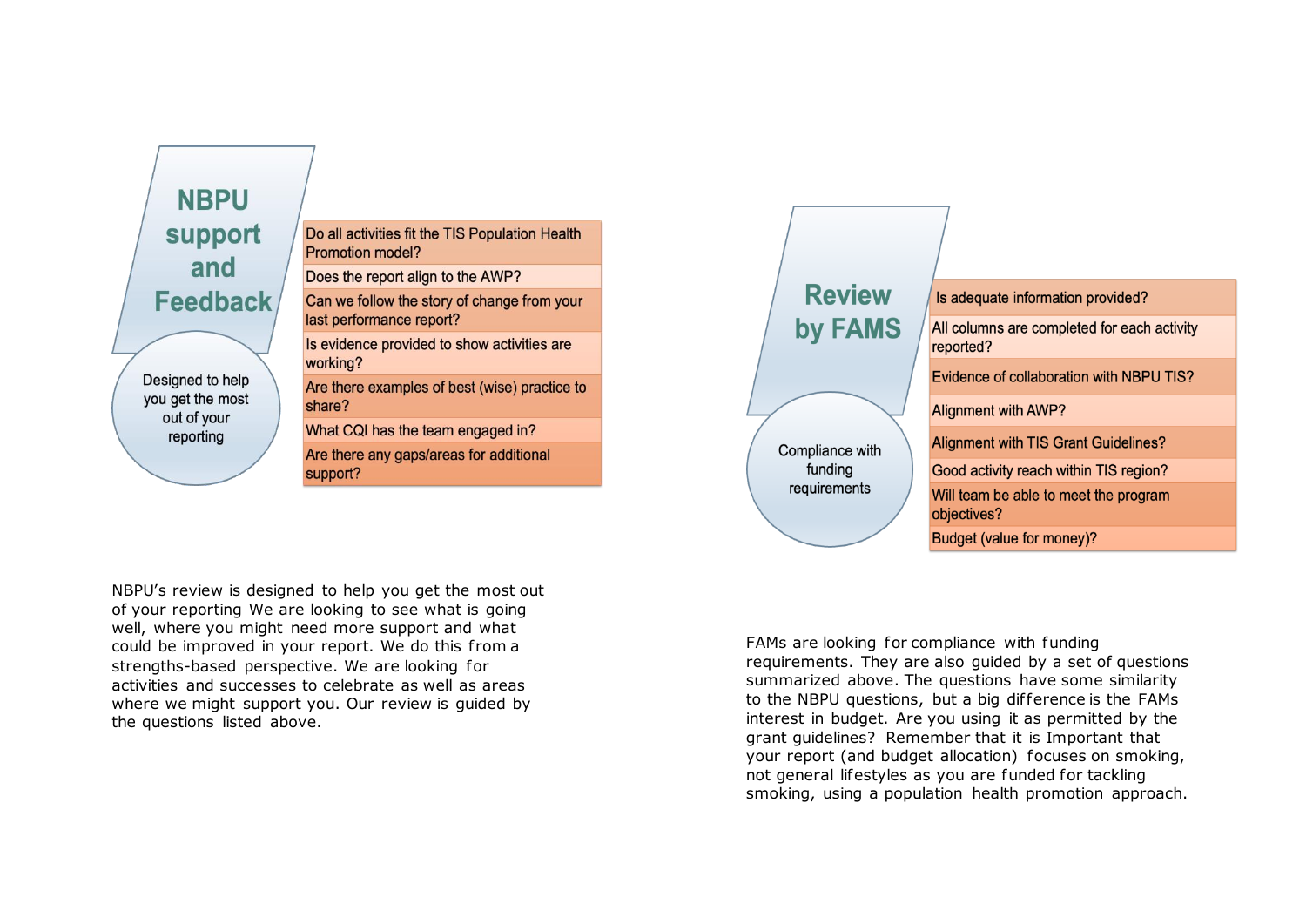## NBPU support and Feedback

Designed to help you get the most out of your reporting

- Do all activities fit the TIS Population Health Promotion model?
- Does the report align to the AWP?
- Can we follow the story of change from your last performance report?
- Is evidence provided to show activities are working?
- Are there examples of best (wise) practice to share?
- What CQI has the team engaged in?
- Are there any gaps/areas for additional support?

NBPU's review is designed to help you get the most out of your reporting We are looking to see what is going well, where you might need more support and what could be improved in your report. We do this from a strengths-based perspective. We are looking for activities and successes to celebrate as well as areas where we might support you. Our review is guided by the questions listed above.

## Review by FAMS

Compliance with funding requirements

- Is adequate information provided?
- All columns are completed for each activity reported?
- Evidence of collaboration with NBPU TIS?
- Alignment with AWP?
- Alignment with TIS Grant Guidelines?
- Good activity reach within TIS region?
- Will team be able to meet the program objectives?
- Budget (value for money)?

FAMs are looking for compliance with funding requirements. They are also guided by a set of questions summarized above. The questions have some similarity to the NBPU questions, but a big difference is the FAMs interest in budget. Are you using it as permitted by the grant guidelines? Remember that it is Important that your report (and budget allocation) focuses on smoking, not general lifestyles as you are funded for tackling smoking, using a population health promotion approach.